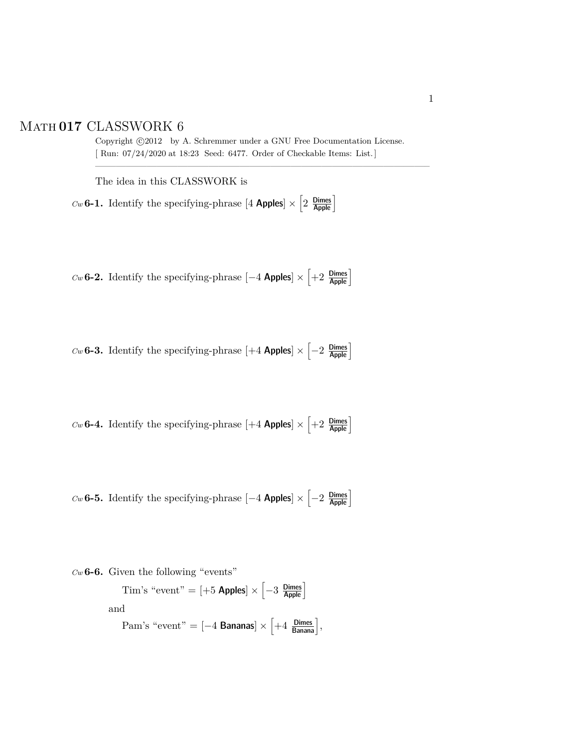# Math 017 CLASSWORK 6

Copyright ©2012 by A. Schremmer under a GNU Free Documentation License.
[ Run: 07/24/2020 at 18:23 Seed: 6477. Order of Checkable Items: List.]

---

The idea in this CLASSWORK is

*Cw* **6-1.** Identify the specifying-phrase $[4 \text{ Apples}] \times \left[2 \ \frac{\text{Dimes}}{\text{Apple}}\right]$

*Cw* **6-2.** Identify the specifying-phrase $[-4 \text{ Apples}] \times \left[+2 \ \frac{\text{Dimes}}{\text{Apple}}\right]$

*Cw* **6-3.** Identify the specifying-phrase $[+4 \text{ Apples}] \times \left[-2 \ \frac{\text{Dimes}}{\text{Apple}}\right]$

*Cw* **6-4.** Identify the specifying-phrase $[+4 \text{ Apples}] \times \left[+2 \ \frac{\text{Dimes}}{\text{Apple}}\right]$

*Cw* **6-5.** Identify the specifying-phrase $[-4 \text{ Apples}] \times \left[-2 \ \frac{\text{Dimes}}{\text{Apple}}\right]$

*Cw* **6-6.** Given the following "events"

Tim's "event" $= [+5 \text{ Apples}] \times \left[-3 \ \frac{\text{Dimes}}{\text{Apple}}\right]$

and

Pam's "event" $= [-4 \text{ Bananas}] \times \left[+4 \ \frac{\text{Dimes}}{\text{Banana}}\right]$,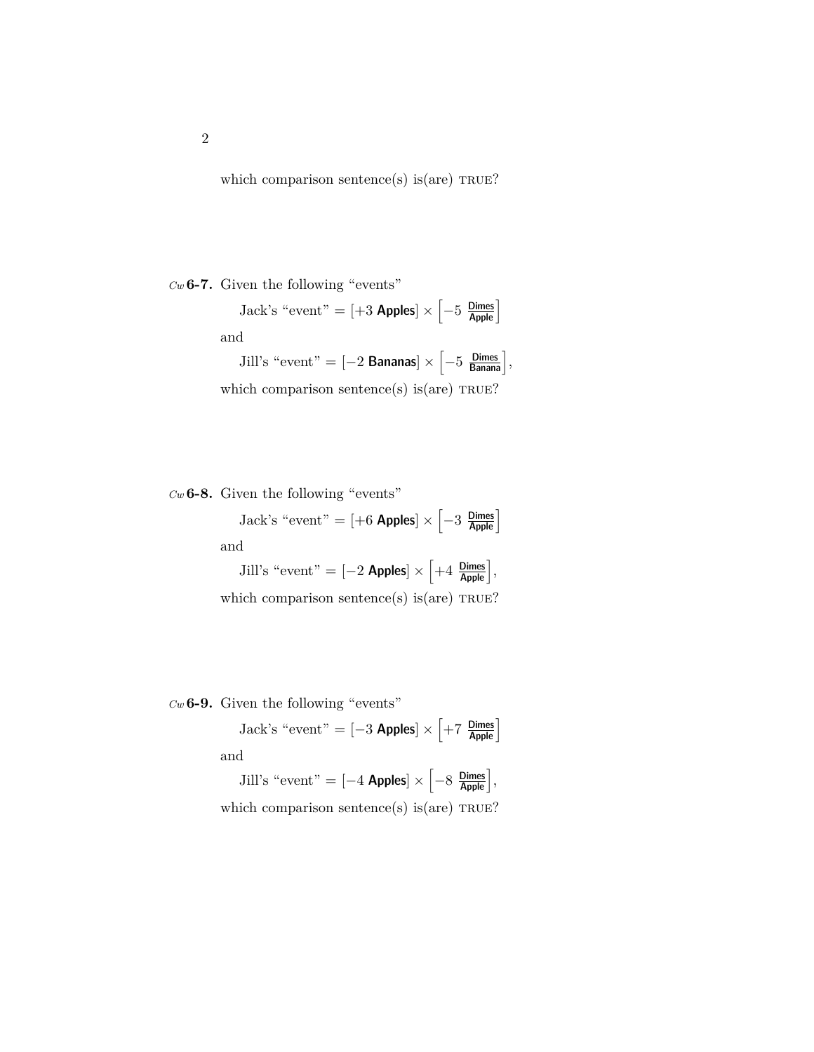which comparison sentence(s) is(are) TRUE?

*Cw* **6-7.** Given the following "events"

$$\text{Jack's "event"} = [+3\ \textsf{Apples}] \times \left[-5\ \frac{\textsf{Dimes}}{\textsf{Apple}}\right]$$

and

$$\text{Jill's "event"} = [-2\ \textsf{Bananas}] \times \left[-5\ \frac{\textsf{Dimes}}{\textsf{Banana}}\right],$$

which comparison sentence(s) is(are) TRUE?

*Cw* **6-8.** Given the following "events"

$$\text{Jack's "event"} = [+6\ \textsf{Apples}] \times \left[-3\ \frac{\textsf{Dimes}}{\textsf{Apple}}\right]$$

and

$$\text{Jill's "event"} = [-2\ \textsf{Apples}] \times \left[+4\ \frac{\textsf{Dimes}}{\textsf{Apple}}\right],$$

which comparison sentence(s) is(are) TRUE?

*Cw* **6-9.** Given the following "events"

$$\text{Jack's "event"} = [-3\ \textsf{Apples}] \times \left[+7\ \frac{\textsf{Dimes}}{\textsf{Apple}}\right]$$

and

$$\text{Jill's "event"} = [-4\ \textsf{Apples}] \times \left[-8\ \frac{\textsf{Dimes}}{\textsf{Apple}}\right],$$

which comparison sentence(s) is(are) TRUE?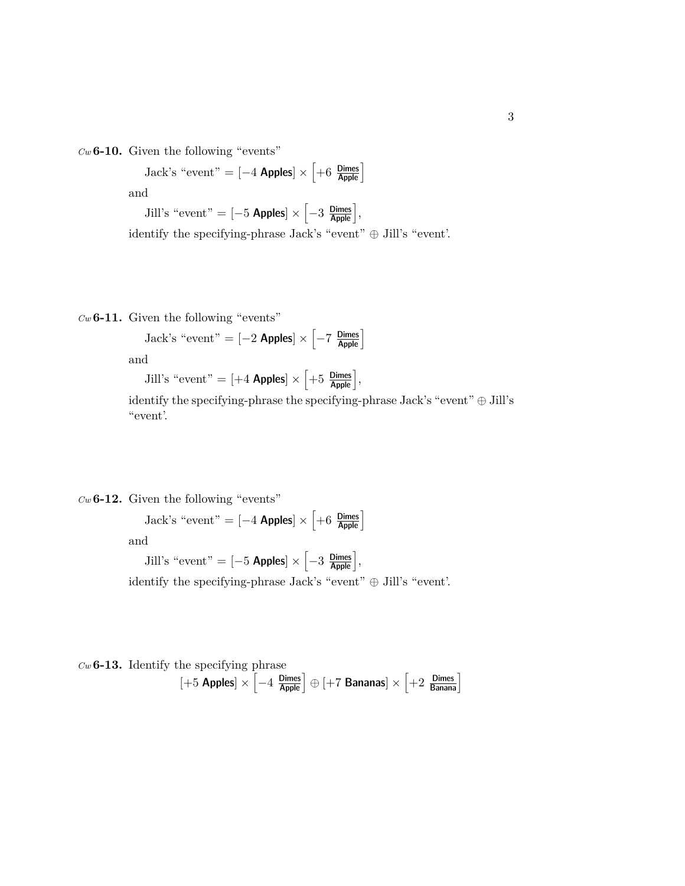*Cw* **6-10.** Given the following "events"

Jack's "event" $= [-4 \textsf{ Apples}] \times \left[+6 \ \frac{\textsf{Dimes}}{\textsf{Apple}}\right]$

and

Jill's "event" $= [-5 \textsf{ Apples}] \times \left[-3 \ \frac{\textsf{Dimes}}{\textsf{Apple}}\right]$,

identify the specifying-phrase Jack's "event" $\oplus$ Jill's "event'.

*Cw* **6-11.** Given the following "events"

Jack's "event" $= [-2 \textsf{ Apples}] \times \left[-7 \ \frac{\textsf{Dimes}}{\textsf{Apple}}\right]$

and

Jill's "event" $= [+4 \textsf{ Apples}] \times \left[+5 \ \frac{\textsf{Dimes}}{\textsf{Apple}}\right]$,

identify the specifying-phrase the specifying-phrase Jack's "event" $\oplus$ Jill's "event'.

*Cw* **6-12.** Given the following "events"

Jack's "event" $= [-4 \textsf{ Apples}] \times \left[+6 \ \frac{\textsf{Dimes}}{\textsf{Apple}}\right]$

and

Jill's "event" $= [-5 \textsf{ Apples}] \times \left[-3 \ \frac{\textsf{Dimes}}{\textsf{Apple}}\right]$,

identify the specifying-phrase Jack's "event" $\oplus$ Jill's "event'.

*Cw* **6-13.** Identify the specifying phrase

$$[+5 \textsf{ Apples}] \times \left[-4 \ \frac{\textsf{Dimes}}{\textsf{Apple}}\right] \oplus [+7 \textsf{ Bananas}] \times \left[+2 \ \frac{\textsf{Dimes}}{\textsf{Banana}}\right]$$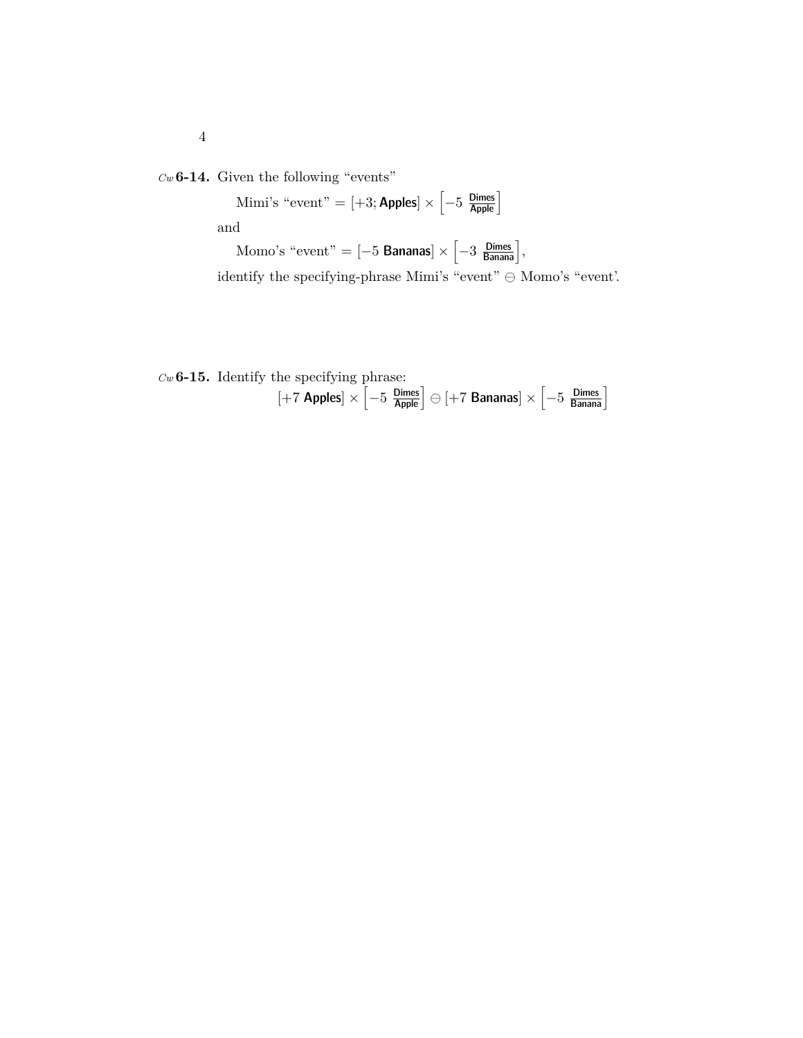*Cw* **6-14.** Given the following "events"

Mimi's "event" $= [+3; \textsf{Apples}] \times \left[-5 \ \frac{\textsf{Dimes}}{\textsf{Apple}}\right]$

and

Momo's "event" $= [-5 \ \textsf{Bananas}] \times \left[-3 \ \frac{\textsf{Dimes}}{\textsf{Banana}}\right]$,

identify the specifying-phrase Mimi's "event" $\ominus$ Momo's "event'.

*Cw* **6-15.** Identify the specifying phrase:

$$[+7 \ \textsf{Apples}] \times \left[-5 \ \frac{\textsf{Dimes}}{\textsf{Apple}}\right] \ominus [+7 \ \textsf{Bananas}] \times \left[-5 \ \frac{\textsf{Dimes}}{\textsf{Banana}}\right]$$